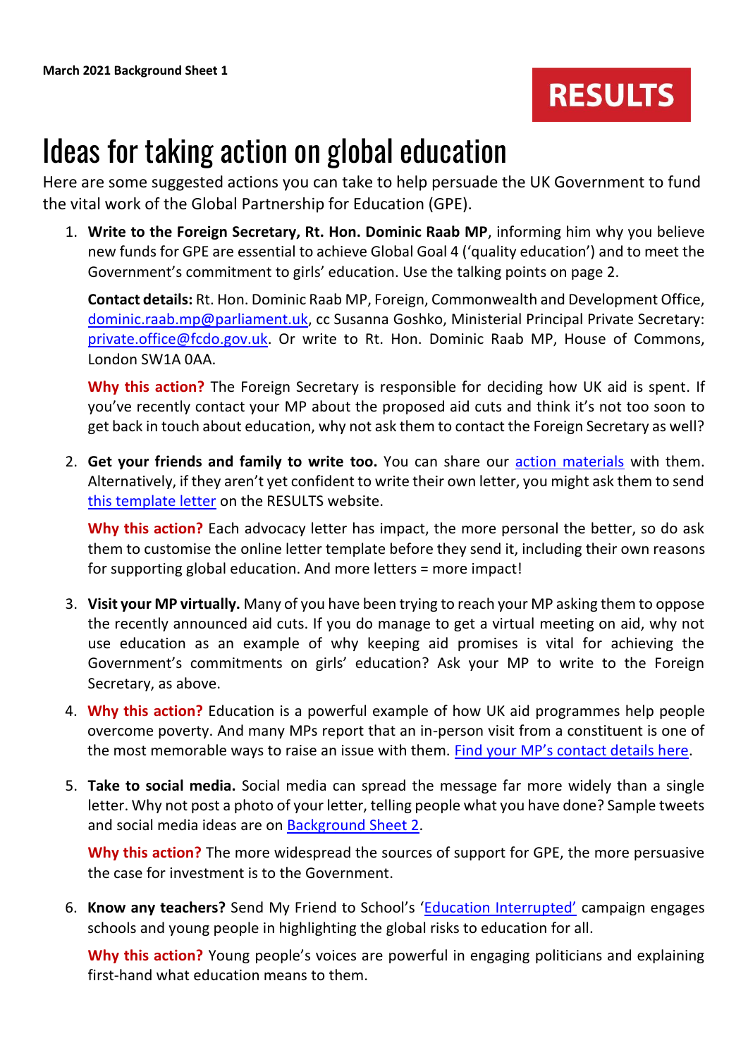**March 2021 Background Sheet 1**

RESULTS

# Ideas for taking action on global education

Here are some suggested actions you can take to help persuade the UK Government to fund the vital work of the Global Partnership for Education (GPE).

1. **Write to the Foreign Secretary, Rt. Hon. Dominic Raab MP**, informing him why you believe new funds for GPE are essential to achieve Global Goal 4 ('quality education') and to meet the Government's commitment to girls' education. Use the talking points on page 2.

   **Contact details:** Rt. Hon. Dominic Raab MP, Foreign, Commonwealth and Development Office, dominic.raab.mp@parliament.uk, cc Susanna Goshko, Ministerial Principal Private Secretary: private.office@fcdo.gov.uk. Or write to Rt. Hon. Dominic Raab MP, House of Commons, London SW1A 0AA.

   **Why this action?** The Foreign Secretary is responsible for deciding how UK aid is spent. If you've recently contact your MP about the proposed aid cuts and think it's not too soon to get back in touch about education, why not ask them to contact the Foreign Secretary as well?

2. **Get your friends and family to write too.** You can share our action materials with them. Alternatively, if they aren't yet confident to write their own letter, you might ask them to send this template letter on the RESULTS website.

   **Why this action?** Each advocacy letter has impact, the more personal the better, so do ask them to customise the online letter template before they send it, including their own reasons for supporting global education. And more letters = more impact!

3. **Visit your MP virtually.** Many of you have been trying to reach your MP asking them to oppose the recently announced aid cuts. If you do manage to get a virtual meeting on aid, why not use education as an example of why keeping aid promises is vital for achieving the Government's commitments on girls' education? Ask your MP to write to the Foreign Secretary, as above.

4. **Why this action?** Education is a powerful example of how UK aid programmes help people overcome poverty. And many MPs report that an in-person visit from a constituent is one of the most memorable ways to raise an issue with them. Find your MP's contact details here.

5. **Take to social media.** Social media can spread the message far more widely than a single letter. Why not post a photo of your letter, telling people what you have done? Sample tweets and social media ideas are on Background Sheet 2.

   **Why this action?** The more widespread the sources of support for GPE, the more persuasive the case for investment is to the Government.

6. **Know any teachers?** Send My Friend to School's 'Education Interrupted' campaign engages schools and young people in highlighting the global risks to education for all.

   **Why this action?** Young people's voices are powerful in engaging politicians and explaining first-hand what education means to them.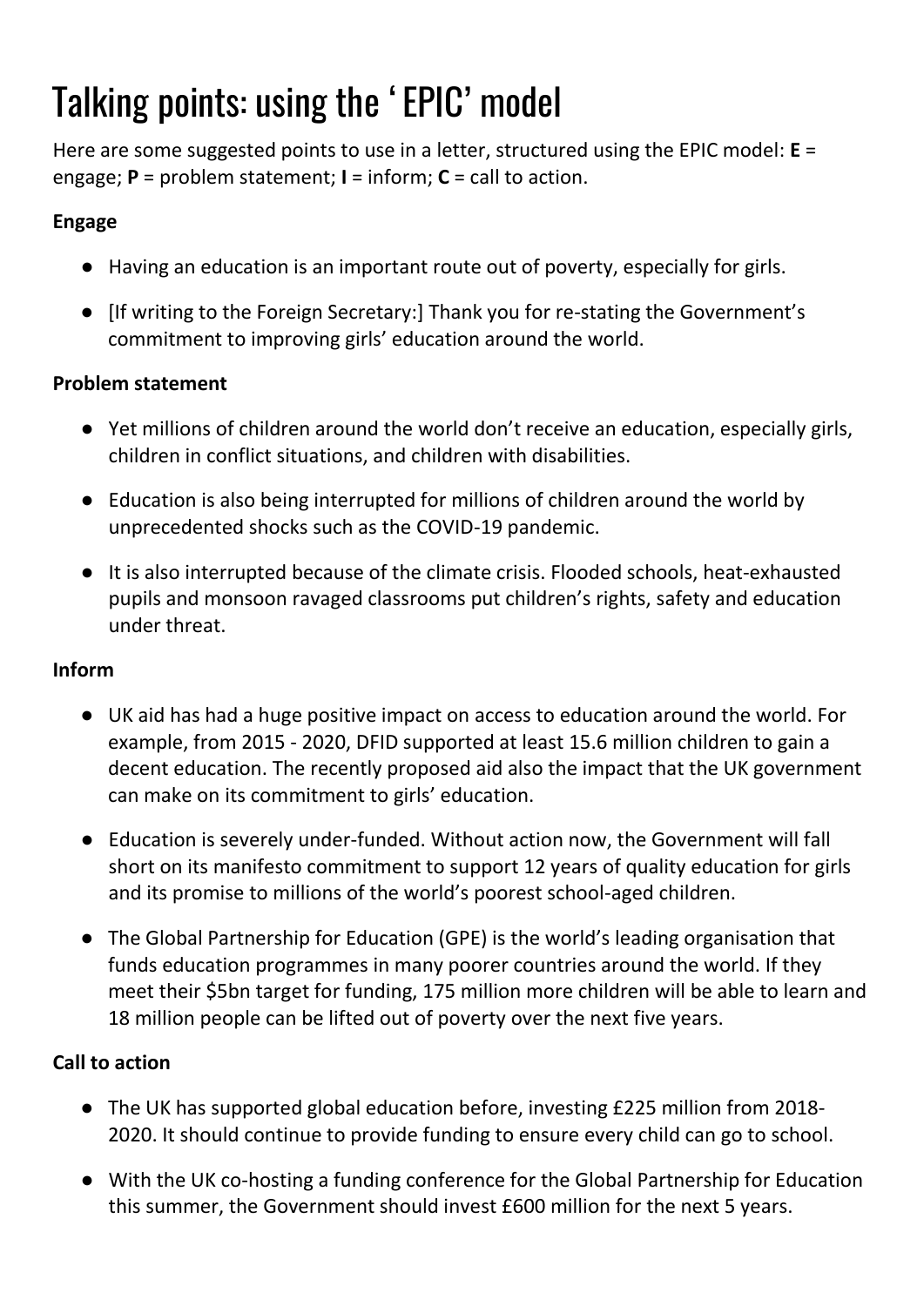# Talking points: using the ‘ EPIC’ model

Here are some suggested points to use in a letter, structured using the EPIC model: **E** = engage; **P** = problem statement; **I** = inform; **C** = call to action.

**Engage**

- Having an education is an important route out of poverty, especially for girls.
- [If writing to the Foreign Secretary:] Thank you for re-stating the Government’s commitment to improving girls’ education around the world.

**Problem statement**

- Yet millions of children around the world don’t receive an education, especially girls, children in conflict situations, and children with disabilities.
- Education is also being interrupted for millions of children around the world by unprecedented shocks such as the COVID-19 pandemic.
- It is also interrupted because of the climate crisis. Flooded schools, heat-exhausted pupils and monsoon ravaged classrooms put children’s rights, safety and education under threat.

**Inform**

- UK aid has had a huge positive impact on access to education around the world. For example, from 2015 - 2020, DFID supported at least 15.6 million children to gain a decent education. The recently proposed aid also the impact that the UK government can make on its commitment to girls’ education.
- Education is severely under-funded. Without action now, the Government will fall short on its manifesto commitment to support 12 years of quality education for girls and its promise to millions of the world’s poorest school-aged children.
- The Global Partnership for Education (GPE) is the world’s leading organisation that funds education programmes in many poorer countries around the world. If they meet their $5bn target for funding, 175 million more children will be able to learn and 18 million people can be lifted out of poverty over the next five years.

**Call to action**

- The UK has supported global education before, investing £225 million from 2018-2020. It should continue to provide funding to ensure every child can go to school.
- With the UK co-hosting a funding conference for the Global Partnership for Education this summer, the Government should invest £600 million for the next 5 years.